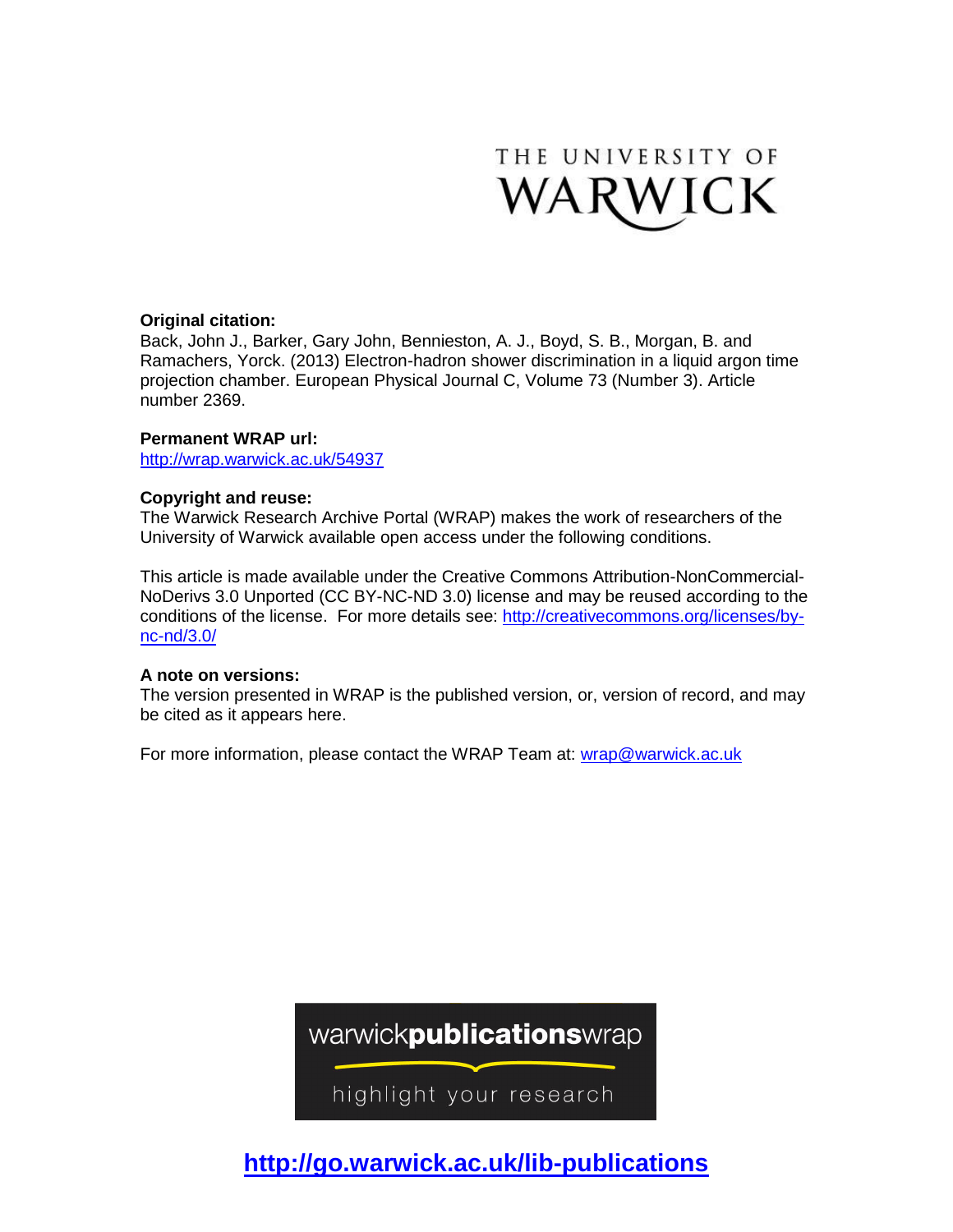THE UNIVERSITY OF WARWICK

**Original citation:**
Back, John J., Barker, Gary John, Bennieston, A. J., Boyd, S. B., Morgan, B. and Ramachers, Yorck. (2013) Electron-hadron shower discrimination in a liquid argon time projection chamber. European Physical Journal C, Volume 73 (Number 3). Article number 2369.

**Permanent WRAP url:**
http://wrap.warwick.ac.uk/54937

**Copyright and reuse:**
The Warwick Research Archive Portal (WRAP) makes the work of researchers of the University of Warwick available open access under the following conditions.

This article is made available under the Creative Commons Attribution-NonCommercial-NoDerivs 3.0 Unported (CC BY-NC-ND 3.0) license and may be reused according to the conditions of the license. For more details see: http://creativecommons.org/licenses/by-nc-nd/3.0/

**A note on versions:**
The version presented in WRAP is the published version, or, version of record, and may be cited as it appears here.

For more information, please contact the WRAP Team at: wrap@warwick.ac.uk

warwick**publications**wrap

highlight your research

**http://go.warwick.ac.uk/lib-publications**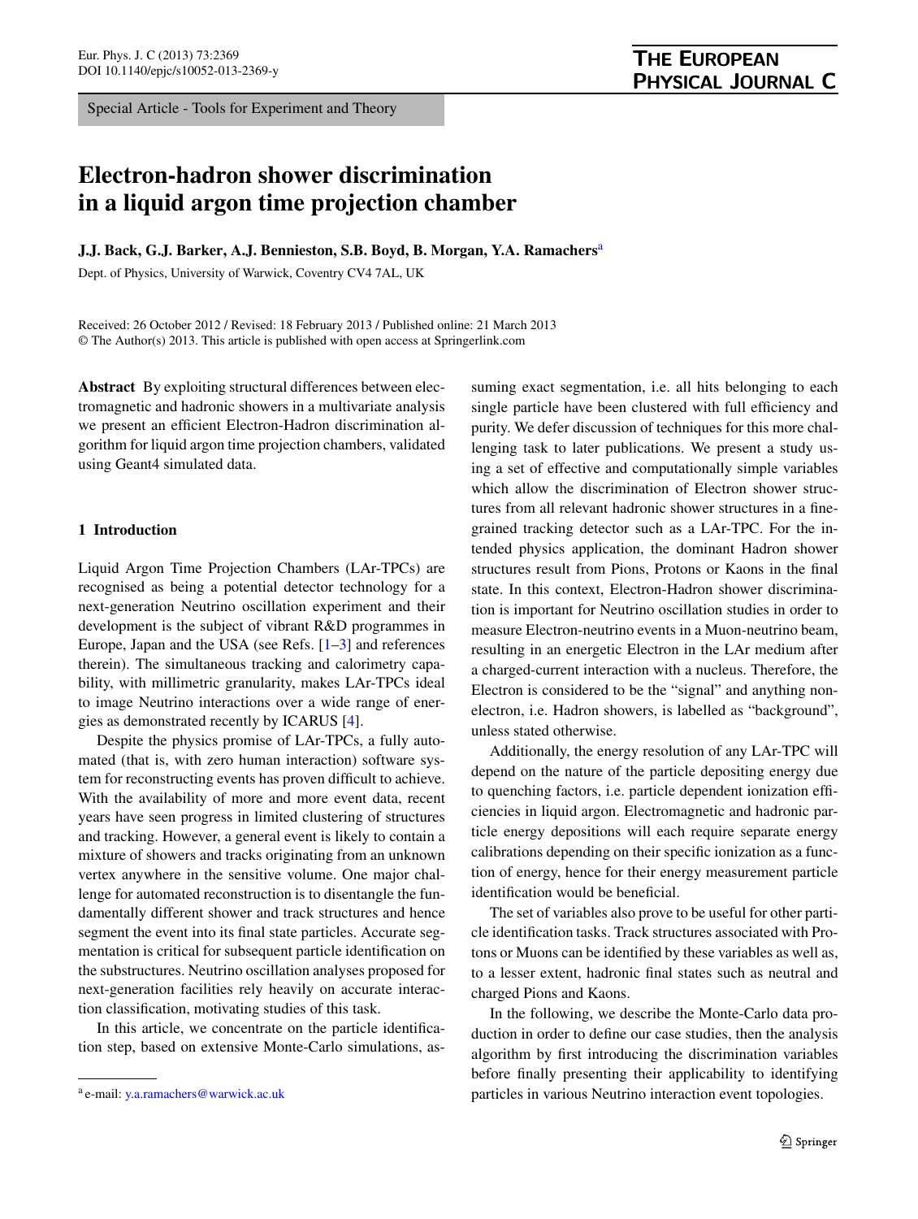# Electron-hadron shower discrimination in a liquid argon time projection chamber

**J.J. Back, G.J. Barker, A.J. Bennieston, S.B. Boyd, B. Morgan, Y.A. Ramachers**[a]

Dept. of Physics, University of Warwick, Coventry CV4 7AL, UK

Received: 26 October 2012 / Revised: 18 February 2013 / Published online: 21 March 2013
© The Author(s) 2013. This article is published with open access at Springerlink.com

**Abstract** By exploiting structural differences between electromagnetic and hadronic showers in a multivariate analysis we present an efficient Electron-Hadron discrimination algorithm for liquid argon time projection chambers, validated using Geant4 simulated data.

## 1 Introduction

Liquid Argon Time Projection Chambers (LAr-TPCs) are recognised as being a potential detector technology for a next-generation Neutrino oscillation experiment and their development is the subject of vibrant R&D programmes in Europe, Japan and the USA (see Refs. [1–3] and references therein). The simultaneous tracking and calorimetry capability, with millimetric granularity, makes LAr-TPCs ideal to image Neutrino interactions over a wide range of energies as demonstrated recently by ICARUS [4].

Despite the physics promise of LAr-TPCs, a fully automated (that is, with zero human interaction) software system for reconstructing events has proven difficult to achieve. With the availability of more and more event data, recent years have seen progress in limited clustering of structures and tracking. However, a general event is likely to contain a mixture of showers and tracks originating from an unknown vertex anywhere in the sensitive volume. One major challenge for automated reconstruction is to disentangle the fundamentally different shower and track structures and hence segment the event into its final state particles. Accurate segmentation is critical for subsequent particle identification on the substructures. Neutrino oscillation analyses proposed for next-generation facilities rely heavily on accurate interaction classification, motivating studies of this task.

In this article, we concentrate on the particle identification step, based on extensive Monte-Carlo simulations, assuming exact segmentation, i.e. all hits belonging to each single particle have been clustered with full efficiency and purity. We defer discussion of techniques for this more challenging task to later publications. We present a study using a set of effective and computationally simple variables which allow the discrimination of Electron shower structures from all relevant hadronic shower structures in a fine-grained tracking detector such as a LAr-TPC. For the intended physics application, the dominant Hadron shower structures result from Pions, Protons or Kaons in the final state. In this context, Electron-Hadron shower discrimination is important for Neutrino oscillation studies in order to measure Electron-neutrino events in a Muon-neutrino beam, resulting in an energetic Electron in the LAr medium after a charged-current interaction with a nucleus. Therefore, the Electron is considered to be the "signal" and anything non-electron, i.e. Hadron showers, is labelled as "background", unless stated otherwise.

Additionally, the energy resolution of any LAr-TPC will depend on the nature of the particle depositing energy due to quenching factors, i.e. particle dependent ionization efficiencies in liquid argon. Electromagnetic and hadronic particle energy depositions will each require separate energy calibrations depending on their specific ionization as a function of energy, hence for their energy measurement particle identification would be beneficial.

The set of variables also prove to be useful for other particle identification tasks. Track structures associated with Protons or Muons can be identified by these variables as well as, to a lesser extent, hadronic final states such as neutral and charged Pions and Kaons.

In the following, we describe the Monte-Carlo data production in order to define our case studies, then the analysis algorithm by first introducing the discrimination variables before finally presenting their applicability to identifying particles in various Neutrino interaction event topologies.

[a] e-mail: y.a.ramachers@warwick.ac.uk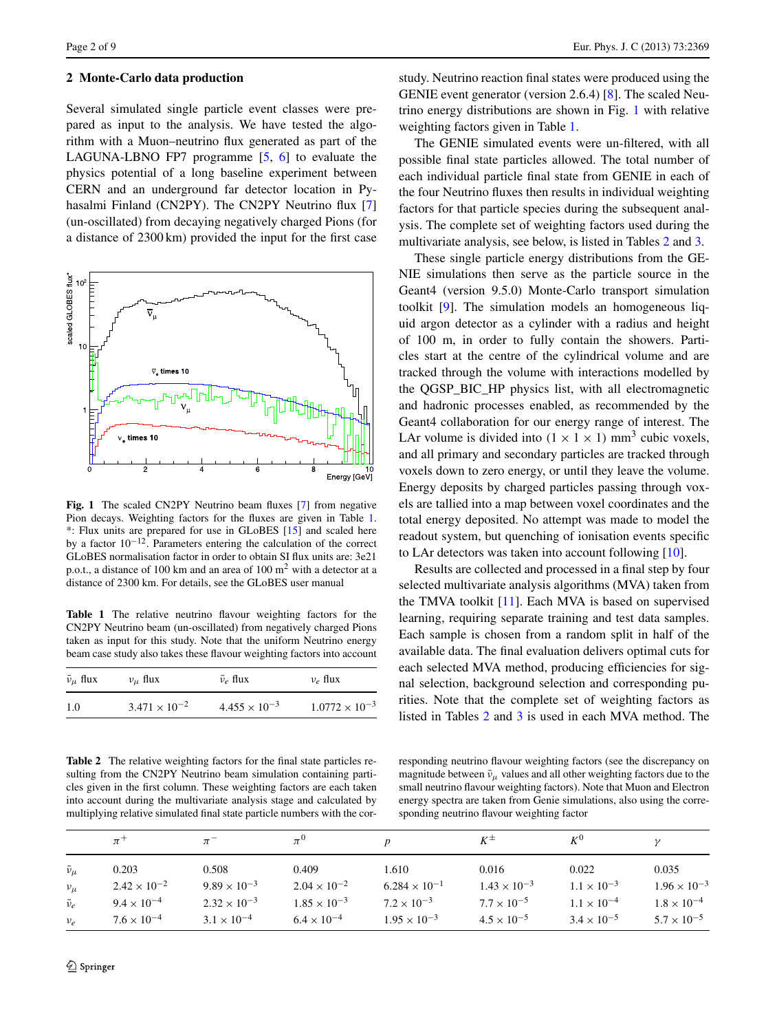## 2 Monte-Carlo data production

Several simulated single particle event classes were prepared as input to the analysis. We have tested the algorithm with a Muon–neutrino flux generated as part of the LAGUNA-LBNO FP7 programme [5, 6] to evaluate the physics potential of a long baseline experiment between CERN and an underground far detector location in Pyhasalmi Finland (CN2PY). The CN2PY Neutrino flux [7] (un-oscillated) from decaying negatively charged Pions (for a distance of 2300 km) provided the input for the first case study. Neutrino reaction final states were produced using the GENIE event generator (version 2.6.4) [8]. The scaled Neutrino energy distributions are shown in Fig. 1 with relative weighting factors given in Table 1.

**Fig. 1** The scaled CN2PY Neutrino beam fluxes [7] from negative Pion decays. Weighting factors for the fluxes are given in Table 1. *: Flux units are prepared for use in GLoBES [15] and scaled here by a factor $10^{-12}$. Parameters entering the calculation of the correct GLoBES normalisation factor in order to obtain SI flux units are: 3e21 p.o.t., a distance of 100 km and an area of 100 m$^2$ with a detector at a distance of 2300 km. For details, see the GLoBES user manual

**Table 1** The relative neutrino flavour weighting factors for the CN2PY Neutrino beam (un-oscillated) from negatively charged Pions taken as input for this study. Note that the uniform Neutrino energy beam case study also takes these flavour weighting factors into account

| $\bar{\nu}_\mu$ flux | $\nu_\mu$ flux | $\bar{\nu}_e$ flux | $\nu_e$ flux |
|---|---|---|---|
| 1.0 | $3.471 \times 10^{-2}$ | $4.455 \times 10^{-3}$ | $1.0772 \times 10^{-3}$ |

The GENIE simulated events were un-filtered, with all possible final state particles allowed. The total number of each individual particle final state from GENIE in each of the four Neutrino fluxes then results in individual weighting factors for that particle species during the subsequent analysis. The complete set of weighting factors used during the multivariate analysis, see below, is listed in Tables 2 and 3.

These single particle energy distributions from the GENIE simulations then serve as the particle source in the Geant4 (version 9.5.0) Monte-Carlo transport simulation toolkit [9]. The simulation models an homogeneous liquid argon detector as a cylinder with a radius and height of 100 m, in order to fully contain the showers. Particles start at the centre of the cylindrical volume and are tracked through the volume with interactions modelled by the QGSP_BIC_HP physics list, with all electromagnetic and hadronic processes enabled, as recommended by the Geant4 collaboration for our energy range of interest. The LAr volume is divided into $(1 \times 1 \times 1)$ mm$^3$ cubic voxels, and all primary and secondary particles are tracked through voxels down to zero energy, or until they leave the volume. Energy deposits by charged particles passing through voxels are tallied into a map between voxel coordinates and the total energy deposited. No attempt was made to model the readout system, but quenching of ionisation events specific to LAr detectors was taken into account following [10].

Results are collected and processed in a final step by four selected multivariate analysis algorithms (MVA) taken from the TMVA toolkit [11]. Each MVA is based on supervised learning, requiring separate training and test data samples. Each sample is chosen from a random split in half of the available data. The final evaluation delivers optimal cuts for each selected MVA method, producing efficiencies for signal selection, background selection and corresponding purities. Note that the complete set of weighting factors as listed in Tables 2 and 3 is used in each MVA method. The

**Table 2** The relative weighting factors for the final state particles resulting from the CN2PY Neutrino beam simulation containing particles given in the first column. These weighting factors are each taken into account during the multivariate analysis stage and calculated by multiplying relative simulated final state particle numbers with the corresponding neutrino flavour weighting factors (see the discrepancy on magnitude between $\bar{\nu}_\mu$ values and all other weighting factors due to the small neutrino flavour weighting factors). Note that Muon and Electron energy spectra are taken from Genie simulations, also using the corresponding neutrino flavour weighting factor

| | $\pi^+$ | $\pi^-$ | $\pi^0$ | $p$ | $K^\pm$ | $K^0$ | $\gamma$ |
|---|---|---|---|---|---|---|---|
| $\bar{\nu}_\mu$ | 0.203 | 0.508 | 0.409 | 1.610 | 0.016 | 0.022 | 0.035 |
| $\nu_\mu$ | $2.42 \times 10^{-2}$ | $9.89 \times 10^{-3}$ | $2.04 \times 10^{-2}$ | $6.284 \times 10^{-1}$ | $1.43 \times 10^{-3}$ | $1.1 \times 10^{-3}$ | $1.96 \times 10^{-3}$ |
| $\bar{\nu}_e$ | $9.4 \times 10^{-4}$ | $2.32 \times 10^{-3}$ | $1.85 \times 10^{-3}$ | $7.2 \times 10^{-3}$ | $7.7 \times 10^{-5}$ | $1.1 \times 10^{-4}$ | $1.8 \times 10^{-4}$ |
| $\nu_e$ | $7.6 \times 10^{-4}$ | $3.1 \times 10^{-4}$ | $6.4 \times 10^{-4}$ | $1.95 \times 10^{-3}$ | $4.5 \times 10^{-5}$ | $3.4 \times 10^{-5}$ | $5.7 \times 10^{-5}$ |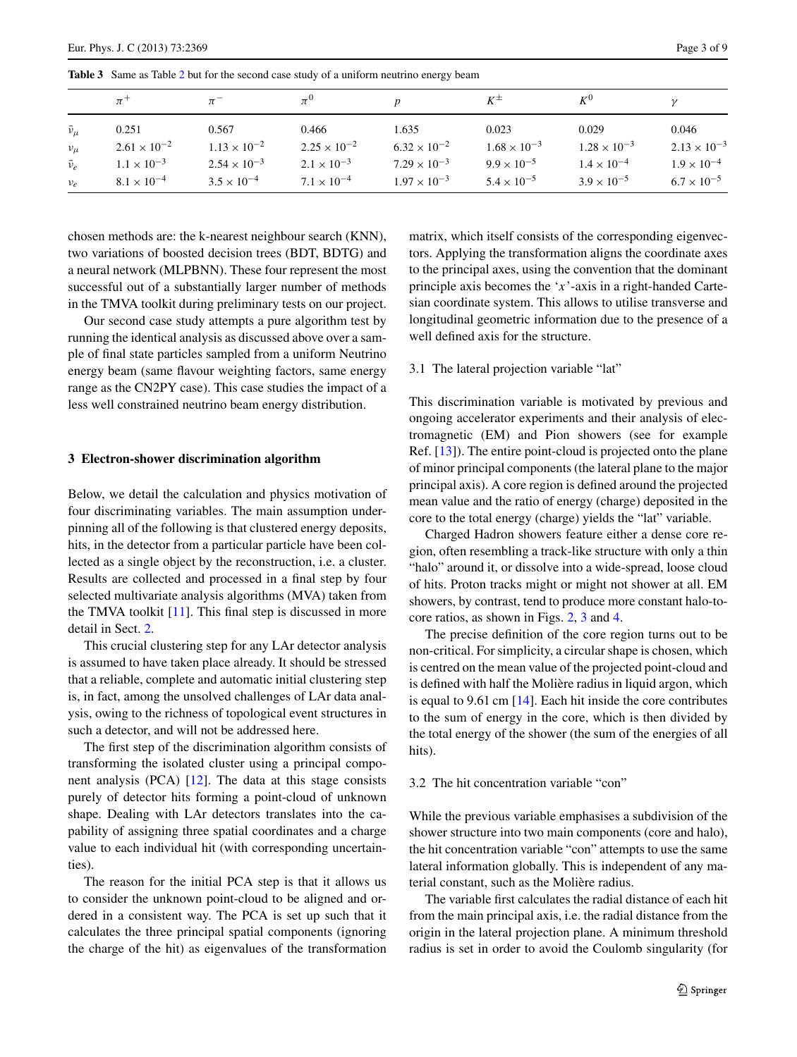**Table 3** Same as Table 2 but for the second case study of a uniform neutrino energy beam

| | $\pi^+$ | $\pi^-$ | $\pi^0$ | $p$ | $K^\pm$ | $K^0$ | $\gamma$ |
|---|---|---|---|---|---|---|---|
| $\bar{\nu}_\mu$ | 0.251 | 0.567 | 0.466 | 1.635 | 0.023 | 0.029 | 0.046 |
| $\nu_\mu$ | $2.61 \times 10^{-2}$ | $1.13 \times 10^{-2}$ | $2.25 \times 10^{-2}$ | $6.32 \times 10^{-2}$ | $1.68 \times 10^{-3}$ | $1.28 \times 10^{-3}$ | $2.13 \times 10^{-3}$ |
| $\bar{\nu}_e$ | $1.1 \times 10^{-3}$ | $2.54 \times 10^{-3}$ | $2.1 \times 10^{-3}$ | $7.29 \times 10^{-3}$ | $9.9 \times 10^{-5}$ | $1.4 \times 10^{-4}$ | $1.9 \times 10^{-4}$ |
| $\nu_e$ | $8.1 \times 10^{-4}$ | $3.5 \times 10^{-4}$ | $7.1 \times 10^{-4}$ | $1.97 \times 10^{-3}$ | $5.4 \times 10^{-5}$ | $3.9 \times 10^{-5}$ | $6.7 \times 10^{-5}$ |

chosen methods are: the k-nearest neighbour search (KNN), two variations of boosted decision trees (BDT, BDTG) and a neural network (MLPBNN). These four represent the most successful out of a substantially larger number of methods in the TMVA toolkit during preliminary tests on our project.

Our second case study attempts a pure algorithm test by running the identical analysis as discussed above over a sample of final state particles sampled from a uniform Neutrino energy beam (same flavour weighting factors, same energy range as the CN2PY case). This case studies the impact of a less well constrained neutrino beam energy distribution.

## 3 Electron-shower discrimination algorithm

Below, we detail the calculation and physics motivation of four discriminating variables. The main assumption underpinning all of the following is that clustered energy deposits, hits, in the detector from a particular particle have been collected as a single object by the reconstruction, i.e. a cluster. Results are collected and processed in a final step by four selected multivariate analysis algorithms (MVA) taken from the TMVA toolkit [11]. This final step is discussed in more detail in Sect. 2.

This crucial clustering step for any LAr detector analysis is assumed to have taken place already. It should be stressed that a reliable, complete and automatic initial clustering step is, in fact, among the unsolved challenges of LAr data analysis, owing to the richness of topological event structures in such a detector, and will not be addressed here.

The first step of the discrimination algorithm consists of transforming the isolated cluster using a principal component analysis (PCA) [12]. The data at this stage consists purely of detector hits forming a point-cloud of unknown shape. Dealing with LAr detectors translates into the capability of assigning three spatial coordinates and a charge value to each individual hit (with corresponding uncertainties).

The reason for the initial PCA step is that it allows us to consider the unknown point-cloud to be aligned and ordered in a consistent way. The PCA is set up such that it calculates the three principal spatial components (ignoring the charge of the hit) as eigenvalues of the transformation matrix, which itself consists of the corresponding eigenvectors. Applying the transformation aligns the coordinate axes to the principal axes, using the convention that the dominant principle axis becomes the '$x$'-axis in a right-handed Cartesian coordinate system. This allows to utilise transverse and longitudinal geometric information due to the presence of a well defined axis for the structure.

### 3.1 The lateral projection variable "lat"

This discrimination variable is motivated by previous and ongoing accelerator experiments and their analysis of electromagnetic (EM) and Pion showers (see for example Ref. [13]). The entire point-cloud is projected onto the plane of minor principal components (the lateral plane to the major principal axis). A core region is defined around the projected mean value and the ratio of energy (charge) deposited in the core to the total energy (charge) yields the "lat" variable.

Charged Hadron showers feature either a dense core region, often resembling a track-like structure with only a thin "halo" around it, or dissolve into a wide-spread, loose cloud of hits. Proton tracks might or might not shower at all. EM showers, by contrast, tend to produce more constant halo-to-core ratios, as shown in Figs. 2, 3 and 4.

The precise definition of the core region turns out to be non-critical. For simplicity, a circular shape is chosen, which is centred on the mean value of the projected point-cloud and is defined with half the Molière radius in liquid argon, which is equal to 9.61 cm [14]. Each hit inside the core contributes to the sum of energy in the core, which is then divided by the total energy of the shower (the sum of the energies of all hits).

### 3.2 The hit concentration variable "con"

While the previous variable emphasises a subdivision of the shower structure into two main components (core and halo), the hit concentration variable "con" attempts to use the same lateral information globally. This is independent of any material constant, such as the Molière radius.

The variable first calculates the radial distance of each hit from the main principal axis, i.e. the radial distance from the origin in the lateral projection plane. A minimum threshold radius is set in order to avoid the Coulomb singularity (for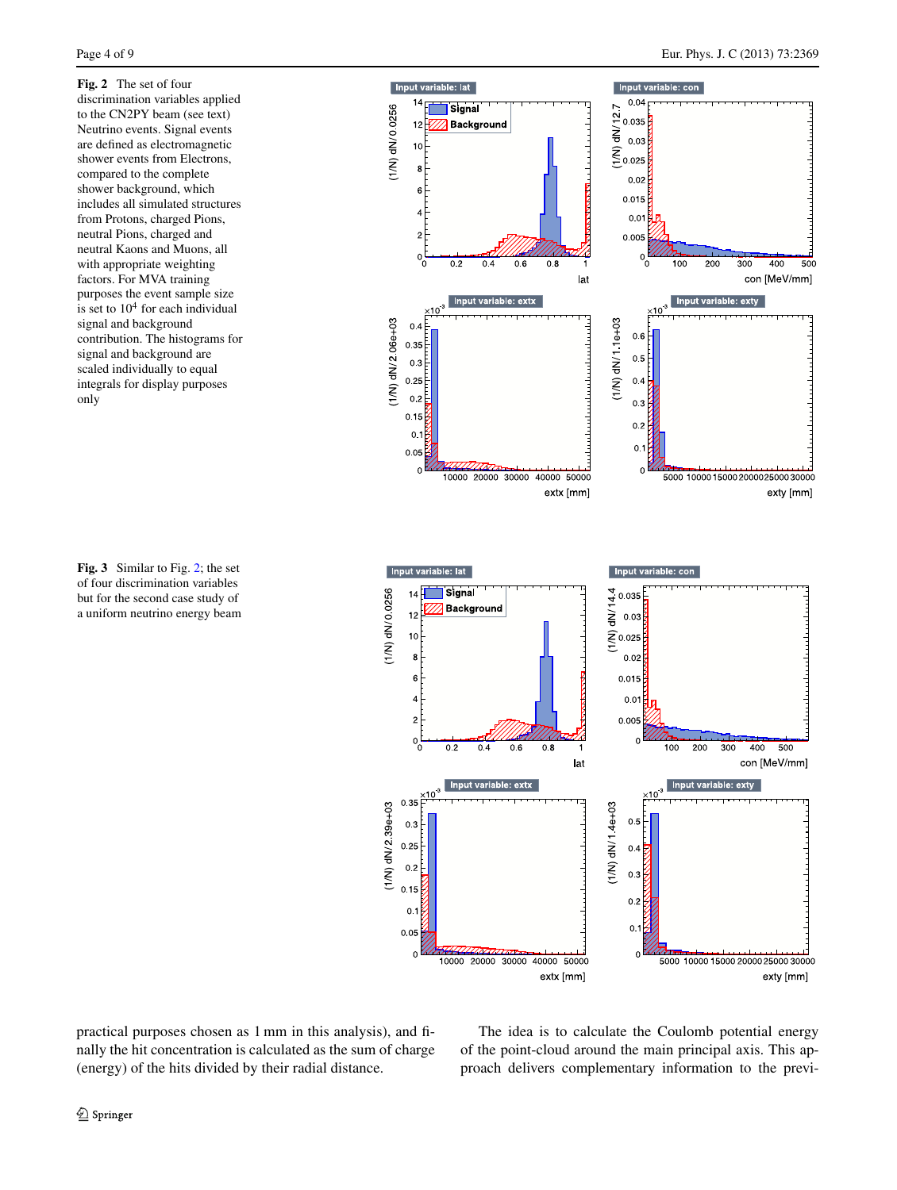**Fig. 2** The set of four discrimination variables applied to the CN2PY beam (see text) Neutrino events. Signal events are defined as electromagnetic shower events from Electrons, compared to the complete shower background, which includes all simulated structures from Protons, charged Pions, neutral Pions, charged and neutral Kaons and Muons, all with appropriate weighting factors. For MVA training purposes the event sample size is set to $10^4$ for each individual signal and background contribution. The histograms for signal and background are scaled individually to equal integrals for display purposes only

**Fig. 3** Similar to Fig. 2; the set of four discrimination variables but for the second case study of a uniform neutrino energy beam

practical purposes chosen as 1 mm in this analysis), and finally the hit concentration is calculated as the sum of charge (energy) of the hits divided by their radial distance.

The idea is to calculate the Coulomb potential energy of the point-cloud around the main principal axis. This approach delivers complementary information to the previ-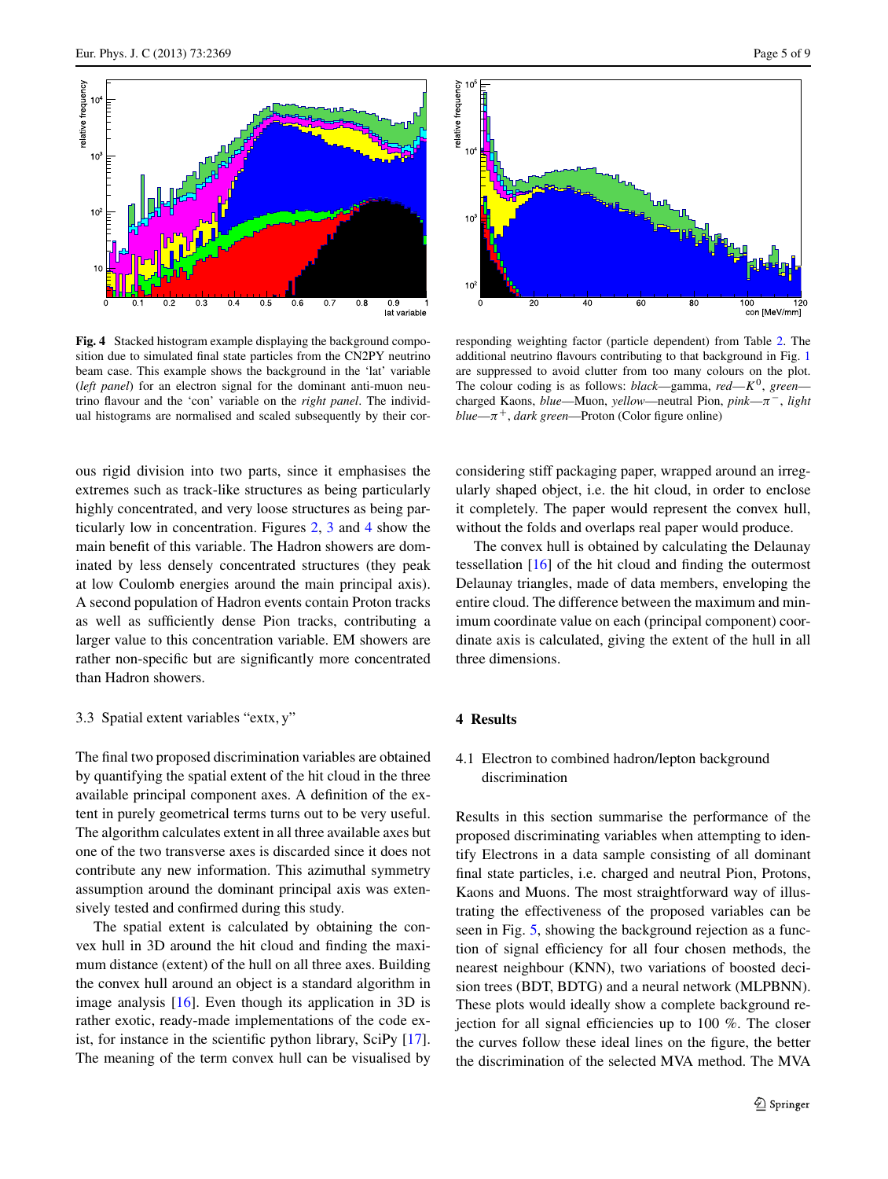**Fig. 4** Stacked histogram example displaying the background composition due to simulated final state particles from the CN2PY neutrino beam case. This example shows the background in the 'lat' variable (*left panel*) for an electron signal for the dominant anti-muon neutrino flavour and the 'con' variable on the *right panel*. The individual histograms are normalised and scaled subsequently by their corresponding weighting factor (particle dependent) from Table 2. The additional neutrino flavours contributing to that background in Fig. 1 are suppressed to avoid clutter from too many colours on the plot. The colour coding is as follows: *black*—gamma, *red*—$K^0$, *green*—charged Kaons, *blue*—Muon, *yellow*—neutral Pion, *pink*—$\pi^-$, *light blue*—$\pi^+$, *dark green*—Proton (Color figure online)

ous rigid division into two parts, since it emphasises the extremes such as track-like structures as being particularly highly concentrated, and very loose structures as being particularly low in concentration. Figures 2, 3 and 4 show the main benefit of this variable. The Hadron showers are dominated by less densely concentrated structures (they peak at low Coulomb energies around the main principal axis). A second population of Hadron events contain Proton tracks as well as sufficiently dense Pion tracks, contributing a larger value to this concentration variable. EM showers are rather non-specific but are significantly more concentrated than Hadron showers.

### 3.3 Spatial extent variables "extx, y"

The final two proposed discrimination variables are obtained by quantifying the spatial extent of the hit cloud in the three available principal component axes. A definition of the extent in purely geometrical terms turns out to be very useful. The algorithm calculates extent in all three available axes but one of the two transverse axes is discarded since it does not contribute any new information. This azimuthal symmetry assumption around the dominant principal axis was extensively tested and confirmed during this study.

The spatial extent is calculated by obtaining the convex hull in 3D around the hit cloud and finding the maximum distance (extent) of the hull on all three axes. Building the convex hull around an object is a standard algorithm in image analysis [16]. Even though its application in 3D is rather exotic, ready-made implementations of the code exist, for instance in the scientific python library, SciPy [17]. The meaning of the term convex hull can be visualised by considering stiff packaging paper, wrapped around an irregularly shaped object, i.e. the hit cloud, in order to enclose it completely. The paper would represent the convex hull, without the folds and overlaps real paper would produce.

The convex hull is obtained by calculating the Delaunay tessellation [16] of the hit cloud and finding the outermost Delaunay triangles, made of data members, enveloping the entire cloud. The difference between the maximum and minimum coordinate value on each (principal component) coordinate axis is calculated, giving the extent of the hull in all three dimensions.

## 4 Results

### 4.1 Electron to combined hadron/lepton background discrimination

Results in this section summarise the performance of the proposed discriminating variables when attempting to identify Electrons in a data sample consisting of all dominant final state particles, i.e. charged and neutral Pion, Protons, Kaons and Muons. The most straightforward way of illustrating the effectiveness of the proposed variables can be seen in Fig. 5, showing the background rejection as a function of signal efficiency for all four chosen methods, the nearest neighbour (KNN), two variations of boosted decision trees (BDT, BDTG) and a neural network (MLPBNN). These plots would ideally show a complete background rejection for all signal efficiencies up to 100 %. The closer the curves follow these ideal lines on the figure, the better the discrimination of the selected MVA method. The MVA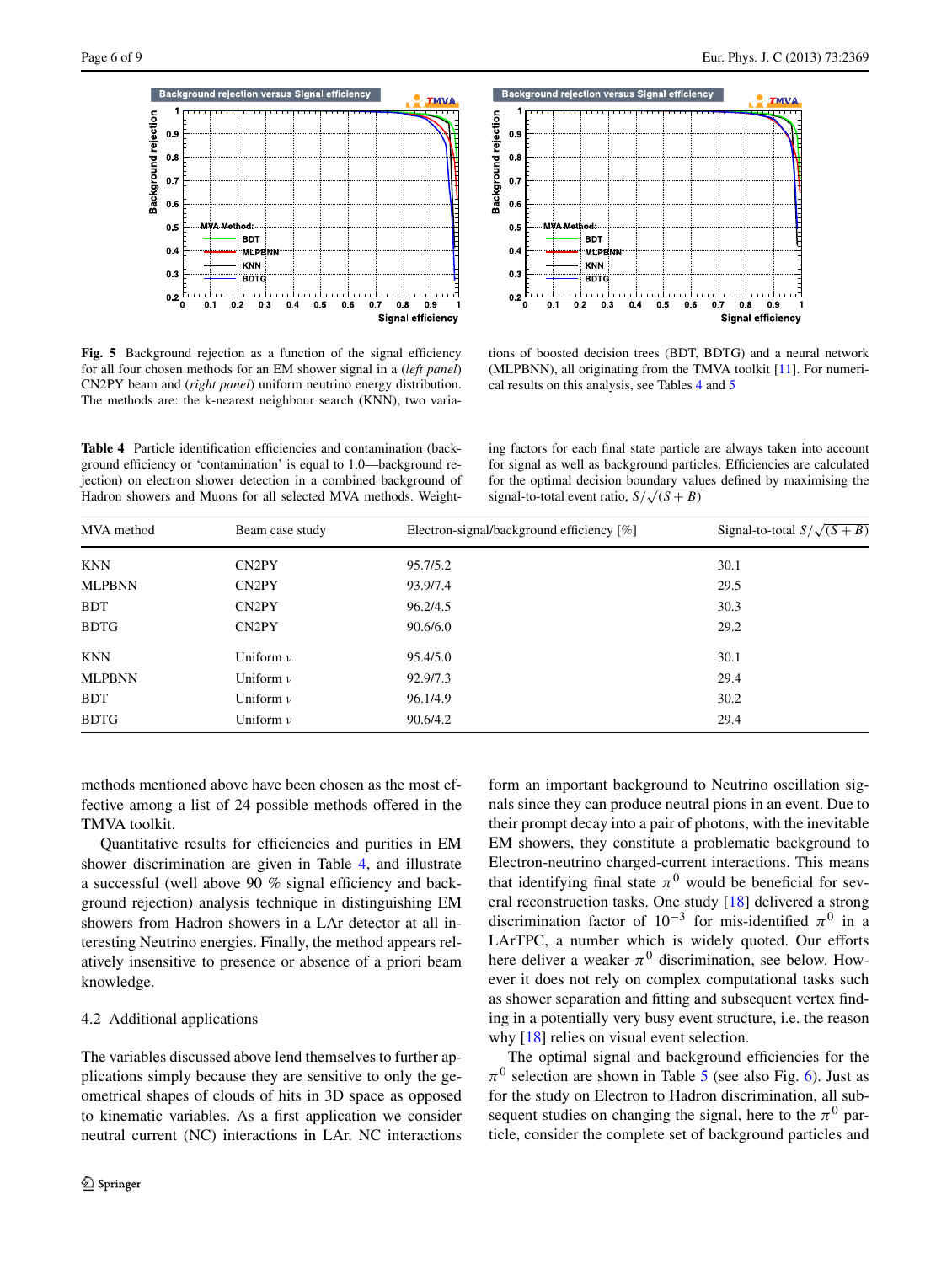**Fig. 5** Background rejection as a function of the signal efficiency for all four chosen methods for an EM shower signal in a (*left panel*) CN2PY beam and (*right panel*) uniform neutrino energy distribution. The methods are: the k-nearest neighbour search (KNN), two variations of boosted decision trees (BDT, BDTG) and a neural network (MLPBNN), all originating from the TMVA toolkit [11]. For numerical results on this analysis, see Tables 4 and 5

**Table 4** Particle identification efficiencies and contamination (background efficiency or 'contamination' is equal to 1.0—background rejection) on electron shower detection in a combined background of Hadron showers and Muons for all selected MVA methods. Weighting factors for each final state particle are always taken into account for signal as well as background particles. Efficiencies are calculated for the optimal decision boundary values defined by maximising the signal-to-total event ratio, $S/\sqrt{(S+B)}$

| MVA method | Beam case study | Electron-signal/background efficiency [%] | Signal-to-total $S/\sqrt{(S+B)}$ |
|---|---|---|---|
| KNN | CN2PY | 95.7/5.2 | 30.1 |
| MLPBNN | CN2PY | 93.9/7.4 | 29.5 |
| BDT | CN2PY | 96.2/4.5 | 30.3 |
| BDTG | CN2PY | 90.6/6.0 | 29.2 |
| KNN | Uniform $\nu$ | 95.4/5.0 | 30.1 |
| MLPBNN | Uniform $\nu$ | 92.9/7.3 | 29.4 |
| BDT | Uniform $\nu$ | 96.1/4.9 | 30.2 |
| BDTG | Uniform $\nu$ | 90.6/4.2 | 29.4 |

methods mentioned above have been chosen as the most effective among a list of 24 possible methods offered in the TMVA toolkit.

Quantitative results for efficiencies and purities in EM shower discrimination are given in Table 4, and illustrate a successful (well above 90 % signal efficiency and background rejection) analysis technique in distinguishing EM showers from Hadron showers in a LAr detector at all interesting Neutrino energies. Finally, the method appears relatively insensitive to presence or absence of a priori beam knowledge.

### 4.2 Additional applications

The variables discussed above lend themselves to further applications simply because they are sensitive to only the geometrical shapes of clouds of hits in 3D space as opposed to kinematic variables. As a first application we consider neutral current (NC) interactions in LAr. NC interactions form an important background to Neutrino oscillation signals since they can produce neutral pions in an event. Due to their prompt decay into a pair of photons, with the inevitable EM showers, they constitute a problematic background to Electron-neutrino charged-current interactions. This means that identifying final state $\pi^0$ would be beneficial for several reconstruction tasks. One study [18] delivered a strong discrimination factor of $10^{-3}$ for mis-identified $\pi^0$ in a LArTPC, a number which is widely quoted. Our efforts here deliver a weaker $\pi^0$ discrimination, see below. However it does not rely on complex computational tasks such as shower separation and fitting and subsequent vertex finding in a potentially very busy event structure, i.e. the reason why [18] relies on visual event selection.

The optimal signal and background efficiencies for the $\pi^0$ selection are shown in Table 5 (see also Fig. 6). Just as for the study on Electron to Hadron discrimination, all subsequent studies on changing the signal, here to the $\pi^0$ particle, consider the complete set of background particles and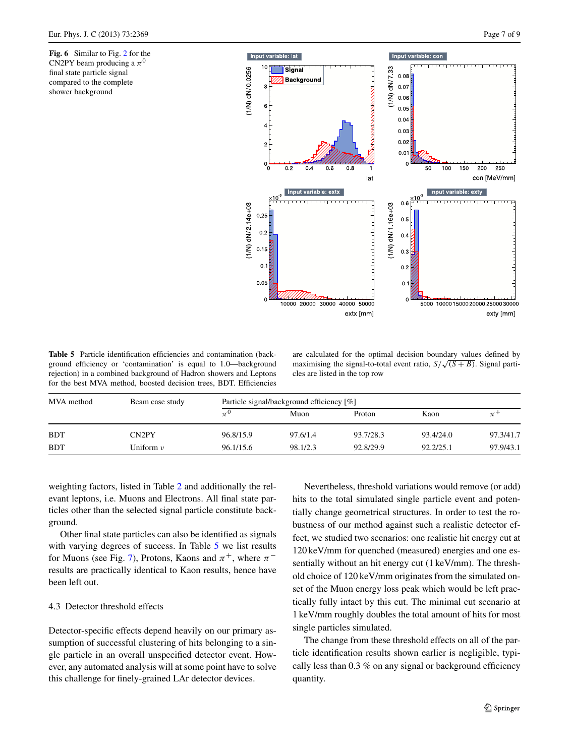**Fig. 6** Similar to Fig. 2 for the CN2PY beam producing a $\pi^0$ final state particle signal compared to the complete shower background

**Table 5** Particle identification efficiencies and contamination (background efficiency or 'contamination' is equal to 1.0—background rejection) in a combined background of Hadron showers and Leptons for the best MVA method, boosted decision trees, BDT. Efficiencies are calculated for the optimal decision boundary values defined by maximising the signal-to-total event ratio, $S/\sqrt{(S+B)}$. Signal particles are listed in the top row

| MVA method | Beam case study | Particle signal/background efficiency [%] | | | | |
|---|---|---|---|---|---|---|
| | | $\pi^0$ | Muon | Proton | Kaon | $\pi^+$ |
| BDT | CN2PY | 96.8/15.9 | 97.6/1.4 | 93.7/28.3 | 93.4/24.0 | 97.3/41.7 |
| BDT | Uniform $\nu$ | 96.1/15.6 | 98.1/2.3 | 92.8/29.9 | 92.2/25.1 | 97.9/43.1 |

weighting factors, listed in Table 2 and additionally the relevant leptons, i.e. Muons and Electrons. All final state particles other than the selected signal particle constitute background.

Other final state particles can also be identified as signals with varying degrees of success. In Table 5 we list results for Muons (see Fig. 7), Protons, Kaons and $\pi^+$, where $\pi^-$ results are practically identical to Kaon results, hence have been left out.

### 4.3 Detector threshold effects

Detector-specific effects depend heavily on our primary assumption of successful clustering of hits belonging to a single particle in an overall unspecified detector event. However, any automated analysis will at some point have to solve this challenge for finely-grained LAr detector devices.

Nevertheless, threshold variations would remove (or add) hits to the total simulated single particle event and potentially change geometrical structures. In order to test the robustness of our method against such a realistic detector effect, we studied two scenarios: one realistic hit energy cut at 120 keV/mm for quenched (measured) energies and one essentially without an hit energy cut (1 keV/mm). The threshold choice of 120 keV/mm originates from the simulated onset of the Muon energy loss peak which would be left practically fully intact by this cut. The minimal cut scenario at 1 keV/mm roughly doubles the total amount of hits for most single particles simulated.

The change from these threshold effects on all of the particle identification results shown earlier is negligible, typically less than 0.3 % on any signal or background efficiency quantity.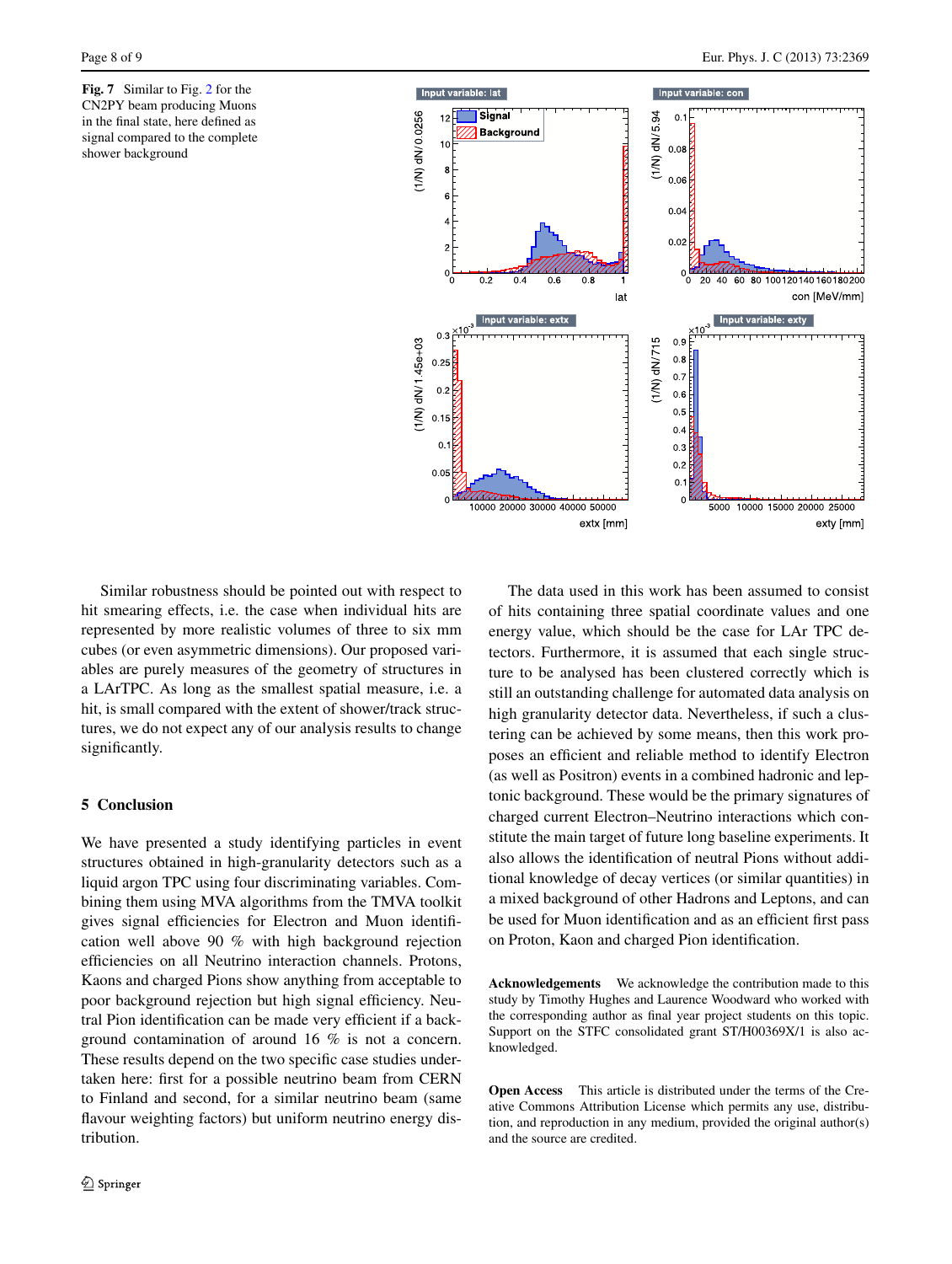**Fig. 7** Similar to Fig. 2 for the CN2PY beam producing Muons in the final state, here defined as signal compared to the complete shower background

Similar robustness should be pointed out with respect to hit smearing effects, i.e. the case when individual hits are represented by more realistic volumes of three to six mm cubes (or even asymmetric dimensions). Our proposed variables are purely measures of the geometry of structures in a LArTPC. As long as the smallest spatial measure, i.e. a hit, is small compared with the extent of shower/track structures, we do not expect any of our analysis results to change significantly.

## 5 Conclusion

We have presented a study identifying particles in event structures obtained in high-granularity detectors such as a liquid argon TPC using four discriminating variables. Combining them using MVA algorithms from the TMVA toolkit gives signal efficiencies for Electron and Muon identification well above 90 % with high background rejection efficiencies on all Neutrino interaction channels. Protons, Kaons and charged Pions show anything from acceptable to poor background rejection but high signal efficiency. Neutral Pion identification can be made very efficient if a background contamination of around 16 % is not a concern. These results depend on the two specific case studies undertaken here: first for a possible neutrino beam from CERN to Finland and second, for a similar neutrino beam (same flavour weighting factors) but uniform neutrino energy distribution.

The data used in this work has been assumed to consist of hits containing three spatial coordinate values and one energy value, which should be the case for LAr TPC detectors. Furthermore, it is assumed that each single structure to be analysed has been clustered correctly which is still an outstanding challenge for automated data analysis on high granularity detector data. Nevertheless, if such a clustering can be achieved by some means, then this work proposes an efficient and reliable method to identify Electron (as well as Positron) events in a combined hadronic and leptonic background. These would be the primary signatures of charged current Electron–Neutrino interactions which constitute the main target of future long baseline experiments. It also allows the identification of neutral Pions without additional knowledge of decay vertices (or similar quantities) in a mixed background of other Hadrons and Leptons, and can be used for Muon identification and as an efficient first pass on Proton, Kaon and charged Pion identification.

**Acknowledgements** We acknowledge the contribution made to this study by Timothy Hughes and Laurence Woodward who worked with the corresponding author as final year project students on this topic. Support on the STFC consolidated grant ST/H00369X/1 is also acknowledged.

**Open Access** This article is distributed under the terms of the Creative Commons Attribution License which permits any use, distribution, and reproduction in any medium, provided the original author(s) and the source are credited.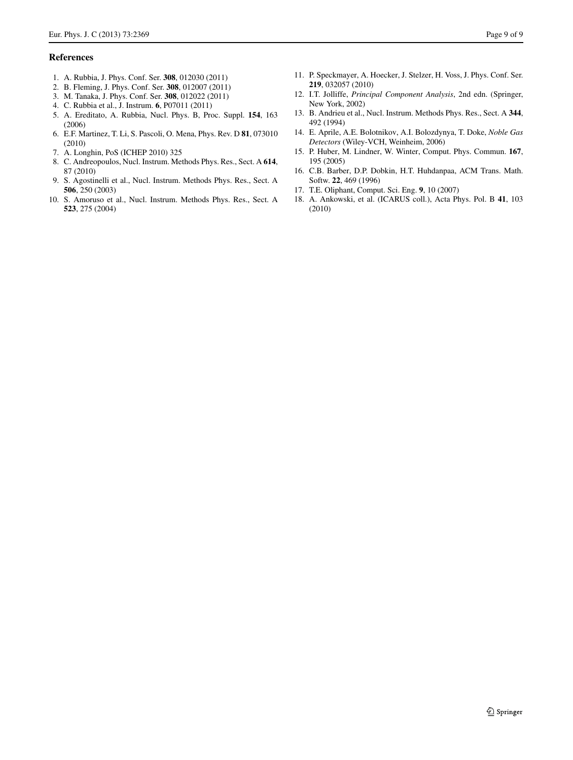## References

1. A. Rubbia, J. Phys. Conf. Ser. **308**, 012030 (2011)
2. B. Fleming, J. Phys. Conf. Ser. **308**, 012007 (2011)
3. M. Tanaka, J. Phys. Conf. Ser. **308**, 012022 (2011)
4. C. Rubbia et al., J. Instrum. **6**, P07011 (2011)
5. A. Ereditato, A. Rubbia, Nucl. Phys. B, Proc. Suppl. **154**, 163 (2006)
6. E.F. Martinez, T. Li, S. Pascoli, O. Mena, Phys. Rev. D **81**, 073010 (2010)
7. A. Longhin, PoS (ICHEP 2010) 325
8. C. Andreopoulos, Nucl. Instrum. Methods Phys. Res., Sect. A **614**, 87 (2010)
9. S. Agostinelli et al., Nucl. Instrum. Methods Phys. Res., Sect. A **506**, 250 (2003)
10. S. Amoruso et al., Nucl. Instrum. Methods Phys. Res., Sect. A **523**, 275 (2004)
11. P. Speckmayer, A. Hoecker, J. Stelzer, H. Voss, J. Phys. Conf. Ser. **219**, 032057 (2010)
12. I.T. Jolliffe, *Principal Component Analysis*, 2nd edn. (Springer, New York, 2002)
13. B. Andrieu et al., Nucl. Instrum. Methods Phys. Res., Sect. A **344**, 492 (1994)
14. E. Aprile, A.E. Bolotnikov, A.I. Bolozdynya, T. Doke, *Noble Gas Detectors* (Wiley-VCH, Weinheim, 2006)
15. P. Huber, M. Lindner, W. Winter, Comput. Phys. Commun. **167**, 195 (2005)
16. C.B. Barber, D.P. Dobkin, H.T. Huhdanpaa, ACM Trans. Math. Softw. **22**, 469 (1996)
17. T.E. Oliphant, Comput. Sci. Eng. **9**, 10 (2007)
18. A. Ankowski, et al. (ICARUS coll.), Acta Phys. Pol. B **41**, 103 (2010)